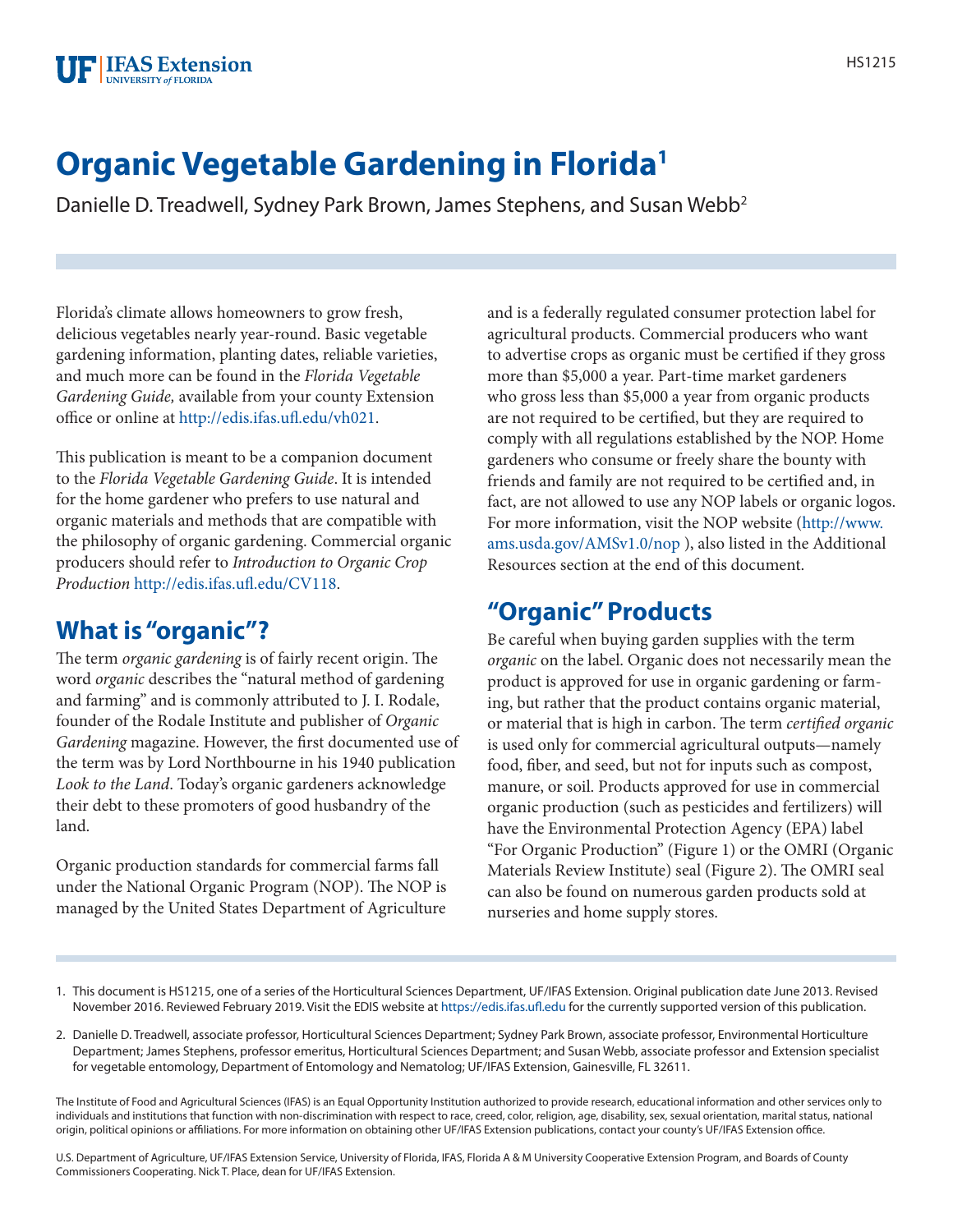# Organic Vegetable Gardening in Florida[1]

Danielle D. Treadwell, Sydney Park Brown, James Stephens, and Susan Webb[2]

Florida's climate allows homeowners to grow fresh, delicious vegetables nearly year-round. Basic vegetable gardening information, planting dates, reliable varieties, and much more can be found in the *Florida Vegetable Gardening Guide*, available from your county Extension office or online at http://edis.ifas.ufl.edu/vh021.

This publication is meant to be a companion document to the *Florida Vegetable Gardening Guide*. It is intended for the home gardener who prefers to use natural and organic materials and methods that are compatible with the philosophy of organic gardening. Commercial organic producers should refer to *Introduction to Organic Crop Production* http://edis.ifas.ufl.edu/CV118.

## What is "organic"?

The term *organic gardening* is of fairly recent origin. The word *organic* describes the "natural method of gardening and farming" and is commonly attributed to J. I. Rodale, founder of the Rodale Institute and publisher of *Organic Gardening* magazine. However, the first documented use of the term was by Lord Northbourne in his 1940 publication *Look to the Land*. Today's organic gardeners acknowledge their debt to these promoters of good husbandry of the land.

Organic production standards for commercial farms fall under the National Organic Program (NOP). The NOP is managed by the United States Department of Agriculture and is a federally regulated consumer protection label for agricultural products. Commercial producers who want to advertise crops as organic must be certified if they gross more than $5,000 a year. Part-time market gardeners who gross less than $5,000 a year from organic products are not required to be certified, but they are required to comply with all regulations established by the NOP. Home gardeners who consume or freely share the bounty with friends and family are not required to be certified and, in fact, are not allowed to use any NOP labels or organic logos. For more information, visit the NOP website (http://www.ams.usda.gov/AMSv1.0/nop ), also listed in the Additional Resources section at the end of this document.

## "Organic" Products

Be careful when buying garden supplies with the term *organic* on the label. Organic does not necessarily mean the product is approved for use in organic gardening or farming, but rather that the product contains organic material, or material that is high in carbon. The term *certified organic* is used only for commercial agricultural outputs—namely food, fiber, and seed, but not for inputs such as compost, manure, or soil. Products approved for use in commercial organic production (such as pesticides and fertilizers) will have the Environmental Protection Agency (EPA) label "For Organic Production" (Figure 1) or the OMRI (Organic Materials Review Institute) seal (Figure 2). The OMRI seal can also be found on numerous garden products sold at nurseries and home supply stores.

1. This document is HS1215, one of a series of the Horticultural Sciences Department, UF/IFAS Extension. Original publication date June 2013. Revised November 2016. Reviewed February 2019. Visit the EDIS website at https://edis.ifas.ufl.edu for the currently supported version of this publication.

2. Danielle D. Treadwell, associate professor, Horticultural Sciences Department; Sydney Park Brown, associate professor, Environmental Horticulture Department; James Stephens, professor emeritus, Horticultural Sciences Department; and Susan Webb, associate professor and Extension specialist for vegetable entomology, Department of Entomology and Nematology; UF/IFAS Extension, Gainesville, FL 32611.

The Institute of Food and Agricultural Sciences (IFAS) is an Equal Opportunity Institution authorized to provide research, educational information and other services only to individuals and institutions that function with non-discrimination with respect to race, creed, color, religion, age, disability, sex, sexual orientation, marital status, national origin, political opinions or affiliations. For more information on obtaining other UF/IFAS Extension publications, contact your county's UF/IFAS Extension office.

U.S. Department of Agriculture, UF/IFAS Extension Service, University of Florida, IFAS, Florida A & M University Cooperative Extension Program, and Boards of County Commissioners Cooperating. Nick T. Place, dean for UF/IFAS Extension.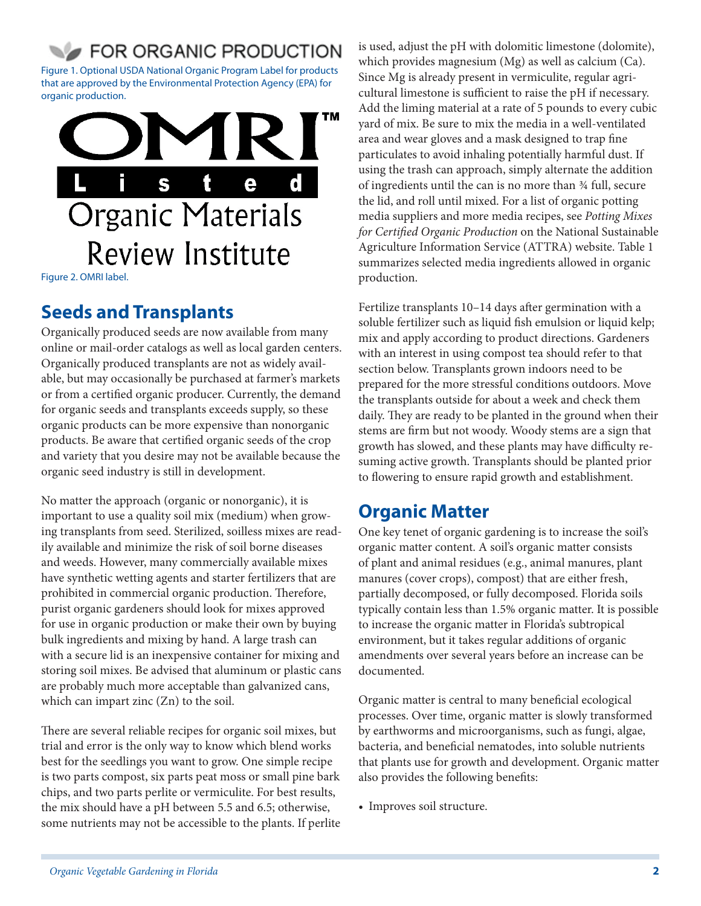FOR ORGANIC PRODUCTION

Figure 1. Optional USDA National Organic Program Label for products that are approved by the Environmental Protection Agency (EPA) for organic production.

OMRI™ Listed Organic Materials Review Institute

Figure 2. OMRI label.

## Seeds and Transplants

Organically produced seeds are now available from many online or mail-order catalogs as well as local garden centers. Organically produced transplants are not as widely available, but may occasionally be purchased at farmer's markets or from a certified organic producer. Currently, the demand for organic seeds and transplants exceeds supply, so these organic products can be more expensive than nonorganic products. Be aware that certified organic seeds of the crop and variety that you desire may not be available because the organic seed industry is still in development.

No matter the approach (organic or nonorganic), it is important to use a quality soil mix (medium) when growing transplants from seed. Sterilized, soilless mixes are readily available and minimize the risk of soil borne diseases and weeds. However, many commercially available mixes have synthetic wetting agents and starter fertilizers that are prohibited in commercial organic production. Therefore, purist organic gardeners should look for mixes approved for use in organic production or make their own by buying bulk ingredients and mixing by hand. A large trash can with a secure lid is an inexpensive container for mixing and storing soil mixes. Be advised that aluminum or plastic cans are probably much more acceptable than galvanized cans, which can impart zinc (Zn) to the soil.

There are several reliable recipes for organic soil mixes, but trial and error is the only way to know which blend works best for the seedlings you want to grow. One simple recipe is two parts compost, six parts peat moss or small pine bark chips, and two parts perlite or vermiculite. For best results, the mix should have a pH between 5.5 and 6.5; otherwise, some nutrients may not be accessible to the plants. If perlite is used, adjust the pH with dolomitic limestone (dolomite), which provides magnesium (Mg) as well as calcium (Ca). Since Mg is already present in vermiculite, regular agricultural limestone is sufficient to raise the pH if necessary. Add the liming material at a rate of 5 pounds to every cubic yard of mix. Be sure to mix the media in a well-ventilated area and wear gloves and a mask designed to trap fine particulates to avoid inhaling potentially harmful dust. If using the trash can approach, simply alternate the addition of ingredients until the can is no more than ¾ full, secure the lid, and roll until mixed. For a list of organic potting media suppliers and more media recipes, see *Potting Mixes for Certified Organic Production* on the National Sustainable Agriculture Information Service (ATTRA) website. Table 1 summarizes selected media ingredients allowed in organic production.

Fertilize transplants 10–14 days after germination with a soluble fertilizer such as liquid fish emulsion or liquid kelp; mix and apply according to product directions. Gardeners with an interest in using compost tea should refer to that section below. Transplants grown indoors need to be prepared for the more stressful conditions outdoors. Move the transplants outside for about a week and check them daily. They are ready to be planted in the ground when their stems are firm but not woody. Woody stems are a sign that growth has slowed, and these plants may have difficulty resuming active growth. Transplants should be planted prior to flowering to ensure rapid growth and establishment.

## Organic Matter

One key tenet of organic gardening is to increase the soil's organic matter content. A soil's organic matter consists of plant and animal residues (e.g., animal manures, plant manures (cover crops), compost) that are either fresh, partially decomposed, or fully decomposed. Florida soils typically contain less than 1.5% organic matter. It is possible to increase the organic matter in Florida's subtropical environment, but it takes regular additions of organic amendments over several years before an increase can be documented.

Organic matter is central to many beneficial ecological processes. Over time, organic matter is slowly transformed by earthworms and microorganisms, such as fungi, algae, bacteria, and beneficial nematodes, into soluble nutrients that plants use for growth and development. Organic matter also provides the following benefits:

- Improves soil structure.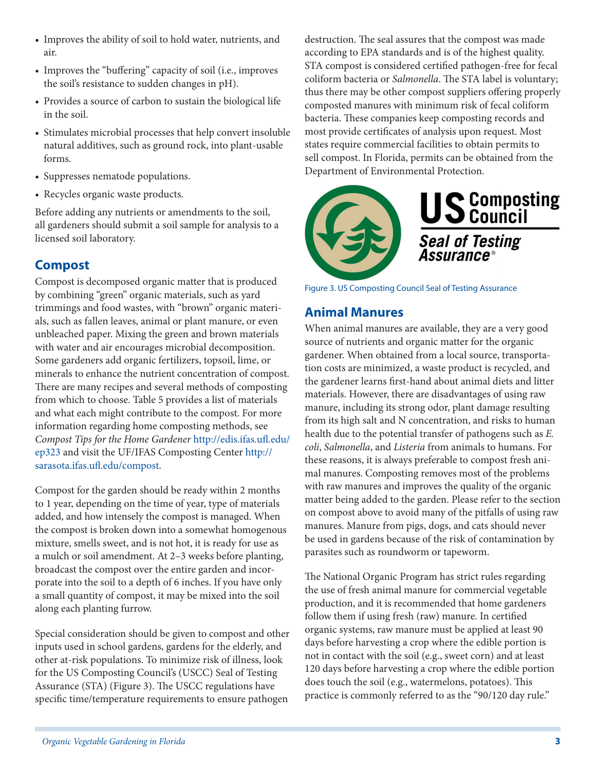- Improves the ability of soil to hold water, nutrients, and air.
- Improves the "buffering" capacity of soil (i.e., improves the soil's resistance to sudden changes in pH).
- Provides a source of carbon to sustain the biological life in the soil.
- Stimulates microbial processes that help convert insoluble natural additives, such as ground rock, into plant-usable forms.
- Suppresses nematode populations.
- Recycles organic waste products.

Before adding any nutrients or amendments to the soil, all gardeners should submit a soil sample for analysis to a licensed soil laboratory.

## Compost

Compost is decomposed organic matter that is produced by combining "green" organic materials, such as yard trimmings and food wastes, with "brown" organic materials, such as fallen leaves, animal or plant manure, or even unbleached paper. Mixing the green and brown materials with water and air encourages microbial decomposition. Some gardeners add organic fertilizers, topsoil, lime, or minerals to enhance the nutrient concentration of compost. There are many recipes and several methods of composting from which to choose. Table 5 provides a list of materials and what each might contribute to the compost. For more information regarding home composting methods, see *Compost Tips for the Home Gardener* http://edis.ifas.ufl.edu/ep323 and visit the UF/IFAS Composting Center http://sarasota.ifas.ufl.edu/compost.

Compost for the garden should be ready within 2 months to 1 year, depending on the time of year, type of materials added, and how intensely the compost is managed. When the compost is broken down into a somewhat homogenous mixture, smells sweet, and is not hot, it is ready for use as a mulch or soil amendment. At 2–3 weeks before planting, broadcast the compost over the entire garden and incorporate into the soil to a depth of 6 inches. If you have only a small quantity of compost, it may be mixed into the soil along each planting furrow.

Special consideration should be given to compost and other inputs used in school gardens, gardens for the elderly, and other at-risk populations. To minimize risk of illness, look for the US Composting Council's (USCC) Seal of Testing Assurance (STA) (Figure 3). The USCC regulations have specific time/temperature requirements to ensure pathogen destruction. The seal assures that the compost was made according to EPA standards and is of the highest quality. STA compost is considered certified pathogen-free for fecal coliform bacteria or *Salmonella*. The STA label is voluntary; thus there may be other compost suppliers offering properly composted manures with minimum risk of fecal coliform bacteria. These companies keep composting records and most provide certificates of analysis upon request. Most states require commercial facilities to obtain permits to sell compost. In Florida, permits can be obtained from the Department of Environmental Protection.

Figure 3. US Composting Council Seal of Testing Assurance

## Animal Manures

When animal manures are available, they are a very good source of nutrients and organic matter for the organic gardener. When obtained from a local source, transportation costs are minimized, a waste product is recycled, and the gardener learns first-hand about animal diets and litter materials. However, there are disadvantages of using raw manure, including its strong odor, plant damage resulting from its high salt and N concentration, and risks to human health due to the potential transfer of pathogens such as *E. coli*, *Salmonella*, and *Listeria* from animals to humans. For these reasons, it is always preferable to compost fresh animal manures. Composting removes most of the problems with raw manures and improves the quality of the organic matter being added to the garden. Please refer to the section on compost above to avoid many of the pitfalls of using raw manures. Manure from pigs, dogs, and cats should never be used in gardens because of the risk of contamination by parasites such as roundworm or tapeworm.

The National Organic Program has strict rules regarding the use of fresh animal manure for commercial vegetable production, and it is recommended that home gardeners follow them if using fresh (raw) manure. In certified organic systems, raw manure must be applied at least 90 days before harvesting a crop where the edible portion is not in contact with the soil (e.g., sweet corn) and at least 120 days before harvesting a crop where the edible portion does touch the soil (e.g., watermelons, potatoes). This practice is commonly referred to as the "90/120 day rule."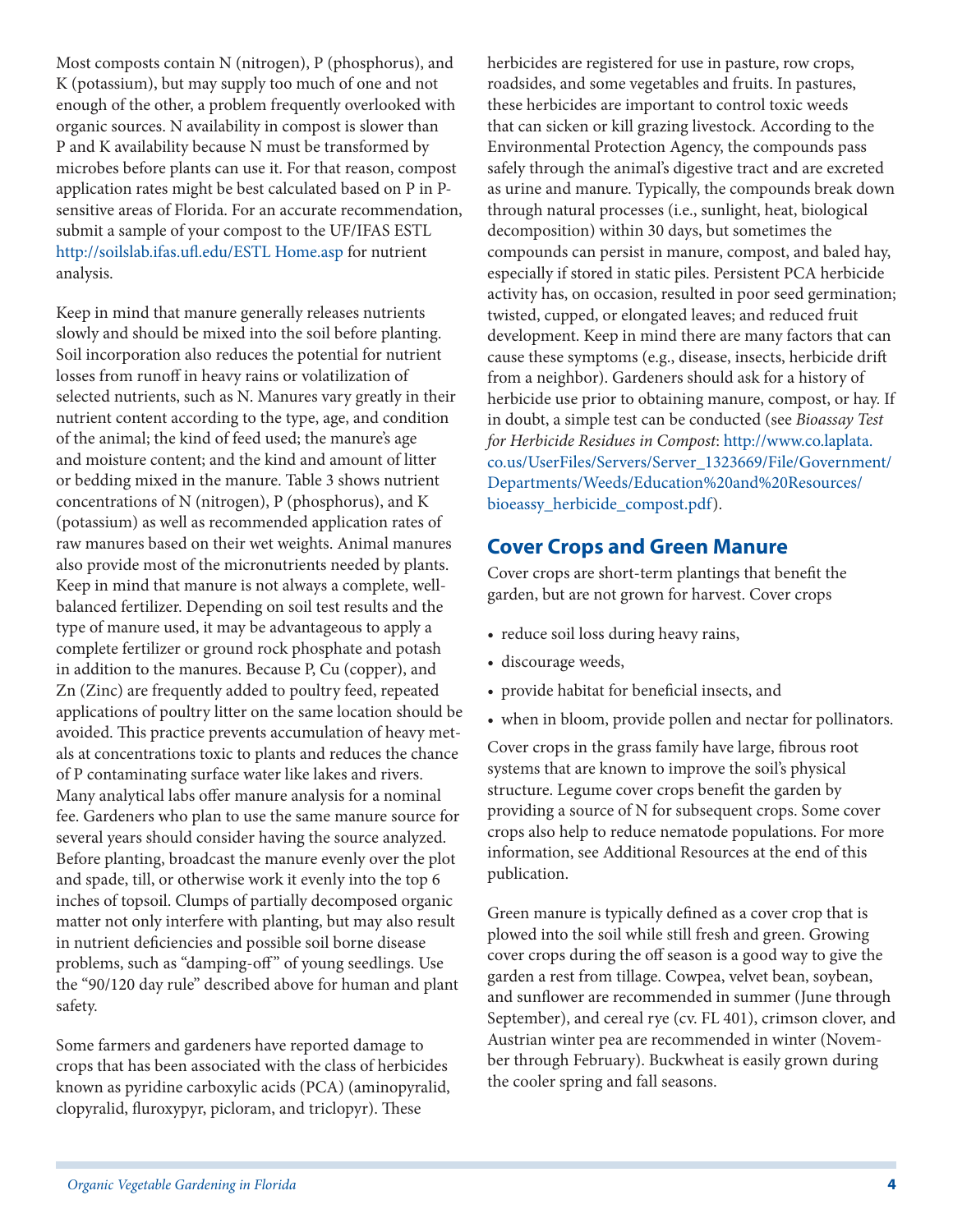Most composts contain N (nitrogen), P (phosphorus), and K (potassium), but may supply too much of one and not enough of the other, a problem frequently overlooked with organic sources. N availability in compost is slower than P and K availability because N must be transformed by microbes before plants can use it. For that reason, compost application rates might be best calculated based on P in P-sensitive areas of Florida. For an accurate recommendation, submit a sample of your compost to the UF/IFAS ESTL http://soilslab.ifas.ufl.edu/ESTL Home.asp for nutrient analysis.

Keep in mind that manure generally releases nutrients slowly and should be mixed into the soil before planting. Soil incorporation also reduces the potential for nutrient losses from runoff in heavy rains or volatilization of selected nutrients, such as N. Manures vary greatly in their nutrient content according to the type, age, and condition of the animal; the kind of feed used; the manure's age and moisture content; and the kind and amount of litter or bedding mixed in the manure. Table 3 shows nutrient concentrations of N (nitrogen), P (phosphorus), and K (potassium) as well as recommended application rates of raw manures based on their wet weights. Animal manures also provide most of the micronutrients needed by plants. Keep in mind that manure is not always a complete, well-balanced fertilizer. Depending on soil test results and the type of manure used, it may be advantageous to apply a complete fertilizer or ground rock phosphate and potash in addition to the manures. Because P, Cu (copper), and Zn (Zinc) are frequently added to poultry feed, repeated applications of poultry litter on the same location should be avoided. This practice prevents accumulation of heavy metals at concentrations toxic to plants and reduces the chance of P contaminating surface water like lakes and rivers. Many analytical labs offer manure analysis for a nominal fee. Gardeners who plan to use the same manure source for several years should consider having the source analyzed. Before planting, broadcast the manure evenly over the plot and spade, till, or otherwise work it evenly into the top 6 inches of topsoil. Clumps of partially decomposed organic matter not only interfere with planting, but may also result in nutrient deficiencies and possible soil borne disease problems, such as "damping-off" of young seedlings. Use the "90/120 day rule" described above for human and plant safety.

Some farmers and gardeners have reported damage to crops that has been associated with the class of herbicides known as pyridine carboxylic acids (PCA) (aminopyralid, clopyralid, fluroxypyr, picloram, and triclopyr). These herbicides are registered for use in pasture, row crops, roadsides, and some vegetables and fruits. In pastures, these herbicides are important to control toxic weeds that can sicken or kill grazing livestock. According to the Environmental Protection Agency, the compounds pass safely through the animal's digestive tract and are excreted as urine and manure. Typically, the compounds break down through natural processes (i.e., sunlight, heat, biological decomposition) within 30 days, but sometimes the compounds can persist in manure, compost, and baled hay, especially if stored in static piles. Persistent PCA herbicide activity has, on occasion, resulted in poor seed germination; twisted, cupped, or elongated leaves; and reduced fruit development. Keep in mind there are many factors that can cause these symptoms (e.g., disease, insects, herbicide drift from a neighbor). Gardeners should ask for a history of herbicide use prior to obtaining manure, compost, or hay. If in doubt, a simple test can be conducted (see *Bioassay Test for Herbicide Residues in Compost*: http://www.co.laplata.co.us/UserFiles/Servers/Server_1323669/File/Government/Departments/Weeds/Education%20and%20Resources/bioeassy_herbicide_compost.pdf).

## Cover Crops and Green Manure

Cover crops are short-term plantings that benefit the garden, but are not grown for harvest. Cover crops

- reduce soil loss during heavy rains,
- discourage weeds,
- provide habitat for beneficial insects, and
- when in bloom, provide pollen and nectar for pollinators.

Cover crops in the grass family have large, fibrous root systems that are known to improve the soil's physical structure. Legume cover crops benefit the garden by providing a source of N for subsequent crops. Some cover crops also help to reduce nematode populations. For more information, see Additional Resources at the end of this publication.

Green manure is typically defined as a cover crop that is plowed into the soil while still fresh and green. Growing cover crops during the off season is a good way to give the garden a rest from tillage. Cowpea, velvet bean, soybean, and sunflower are recommended in summer (June through September), and cereal rye (cv. FL 401), crimson clover, and Austrian winter pea are recommended in winter (November through February). Buckwheat is easily grown during the cooler spring and fall seasons.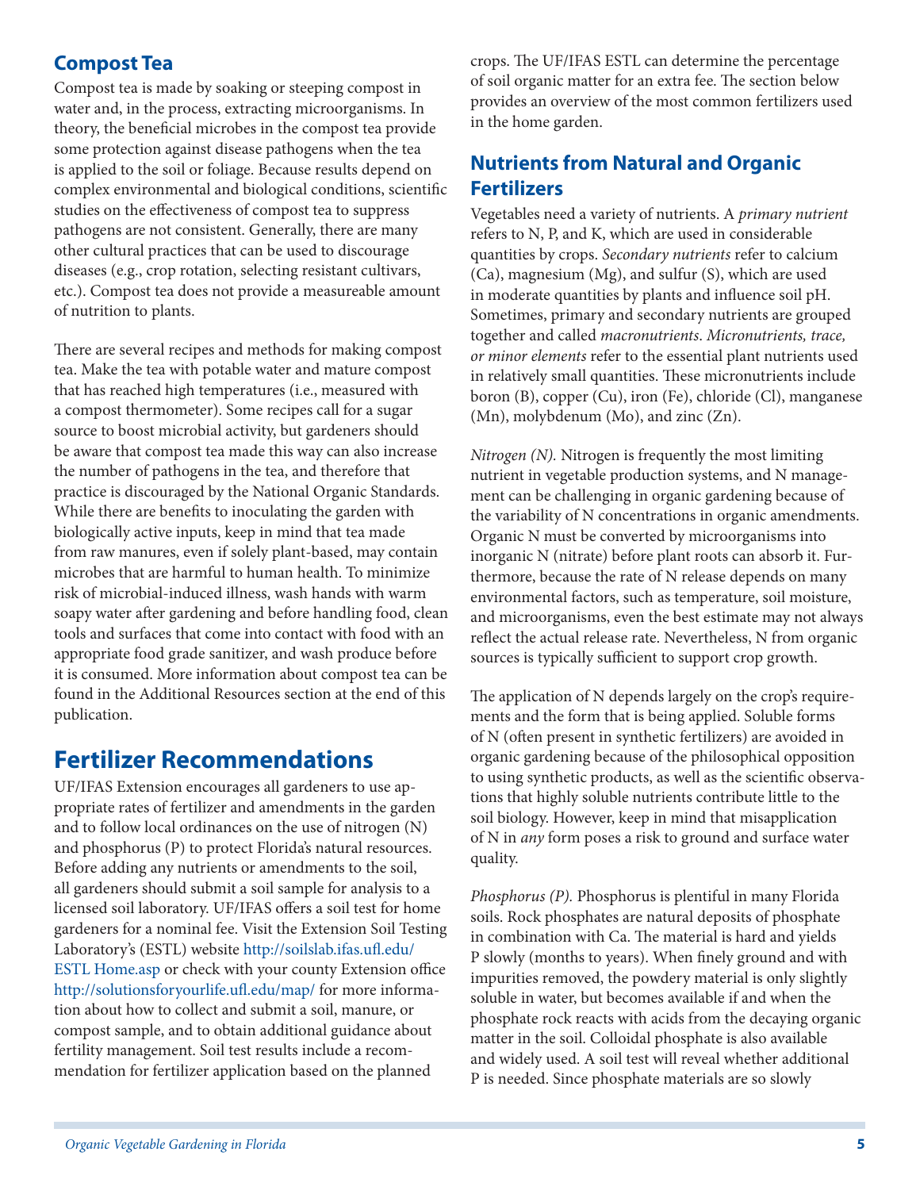## Compost Tea

Compost tea is made by soaking or steeping compost in water and, in the process, extracting microorganisms. In theory, the beneficial microbes in the compost tea provide some protection against disease pathogens when the tea is applied to the soil or foliage. Because results depend on complex environmental and biological conditions, scientific studies on the effectiveness of compost tea to suppress pathogens are not consistent. Generally, there are many other cultural practices that can be used to discourage diseases (e.g., crop rotation, selecting resistant cultivars, etc.). Compost tea does not provide a measureable amount of nutrition to plants.

There are several recipes and methods for making compost tea. Make the tea with potable water and mature compost that has reached high temperatures (i.e., measured with a compost thermometer). Some recipes call for a sugar source to boost microbial activity, but gardeners should be aware that compost tea made this way can also increase the number of pathogens in the tea, and therefore that practice is discouraged by the National Organic Standards. While there are benefits to inoculating the garden with biologically active inputs, keep in mind that tea made from raw manures, even if solely plant-based, may contain microbes that are harmful to human health. To minimize risk of microbial-induced illness, wash hands with warm soapy water after gardening and before handling food, clean tools and surfaces that come into contact with food with an appropriate food grade sanitizer, and wash produce before it is consumed. More information about compost tea can be found in the Additional Resources section at the end of this publication.

# Fertilizer Recommendations

UF/IFAS Extension encourages all gardeners to use appropriate rates of fertilizer and amendments in the garden and to follow local ordinances on the use of nitrogen (N) and phosphorus (P) to protect Florida's natural resources. Before adding any nutrients or amendments to the soil, all gardeners should submit a soil sample for analysis to a licensed soil laboratory. UF/IFAS offers a soil test for home gardeners for a nominal fee. Visit the Extension Soil Testing Laboratory's (ESTL) website http://soilslab.ifas.ufl.edu/ESTL Home.asp or check with your county Extension office http://solutionsforyourlife.ufl.edu/map/ for more information about how to collect and submit a soil, manure, or compost sample, and to obtain additional guidance about fertility management. Soil test results include a recommendation for fertilizer application based on the planned crops. The UF/IFAS ESTL can determine the percentage of soil organic matter for an extra fee. The section below provides an overview of the most common fertilizers used in the home garden.

## Nutrients from Natural and Organic Fertilizers

Vegetables need a variety of nutrients. A *primary nutrient* refers to N, P, and K, which are used in considerable quantities by crops. *Secondary nutrients* refer to calcium (Ca), magnesium (Mg), and sulfur (S), which are used in moderate quantities by plants and influence soil pH. Sometimes, primary and secondary nutrients are grouped together and called *macronutrients*. *Micronutrients, trace, or minor elements* refer to the essential plant nutrients used in relatively small quantities. These micronutrients include boron (B), copper (Cu), iron (Fe), chloride (Cl), manganese (Mn), molybdenum (Mo), and zinc (Zn).

*Nitrogen (N).* Nitrogen is frequently the most limiting nutrient in vegetable production systems, and N management can be challenging in organic gardening because of the variability of N concentrations in organic amendments. Organic N must be converted by microorganisms into inorganic N (nitrate) before plant roots can absorb it. Furthermore, because the rate of N release depends on many environmental factors, such as temperature, soil moisture, and microorganisms, even the best estimate may not always reflect the actual release rate. Nevertheless, N from organic sources is typically sufficient to support crop growth.

The application of N depends largely on the crop's requirements and the form that is being applied. Soluble forms of N (often present in synthetic fertilizers) are avoided in organic gardening because of the philosophical opposition to using synthetic products, as well as the scientific observations that highly soluble nutrients contribute little to the soil biology. However, keep in mind that misapplication of N in *any* form poses a risk to ground and surface water quality.

*Phosphorus (P).* Phosphorus is plentiful in many Florida soils. Rock phosphates are natural deposits of phosphate in combination with Ca. The material is hard and yields P slowly (months to years). When finely ground and with impurities removed, the powdery material is only slightly soluble in water, but becomes available if and when the phosphate rock reacts with acids from the decaying organic matter in the soil. Colloidal phosphate is also available and widely used. A soil test will reveal whether additional P is needed. Since phosphate materials are so slowly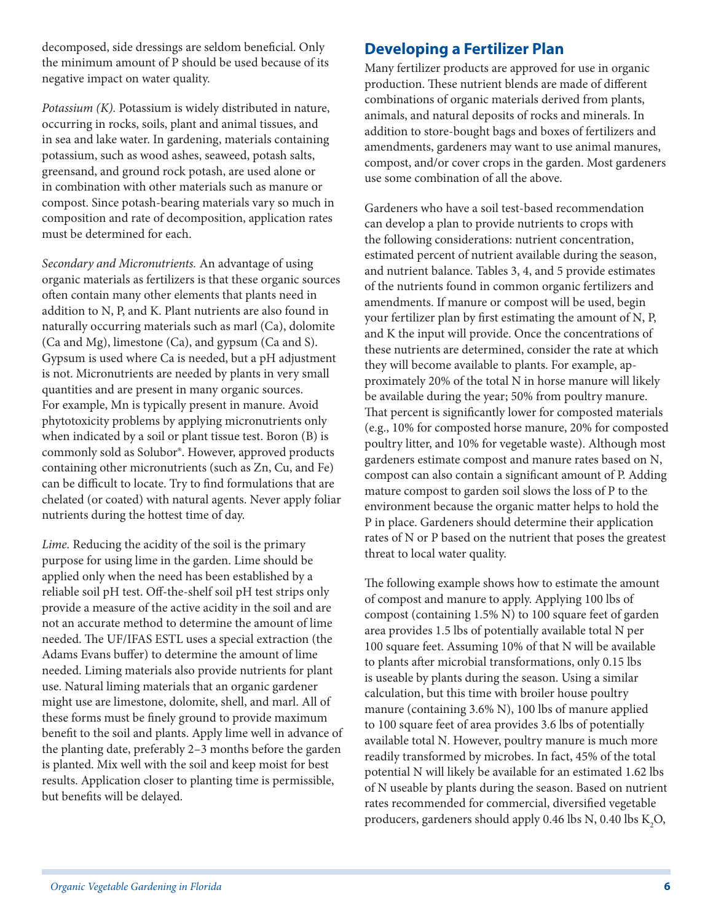decomposed, side dressings are seldom beneficial. Only the minimum amount of P should be used because of its negative impact on water quality.

*Potassium (K).* Potassium is widely distributed in nature, occurring in rocks, soils, plant and animal tissues, and in sea and lake water. In gardening, materials containing potassium, such as wood ashes, seaweed, potash salts, greensand, and ground rock potash, are used alone or in combination with other materials such as manure or compost. Since potash-bearing materials vary so much in composition and rate of decomposition, application rates must be determined for each.

*Secondary and Micronutrients.* An advantage of using organic materials as fertilizers is that these organic sources often contain many other elements that plants need in addition to N, P, and K. Plant nutrients are also found in naturally occurring materials such as marl (Ca), dolomite (Ca and Mg), limestone (Ca), and gypsum (Ca and S). Gypsum is used where Ca is needed, but a pH adjustment is not. Micronutrients are needed by plants in very small quantities and are present in many organic sources. For example, Mn is typically present in manure. Avoid phytotoxicity problems by applying micronutrients only when indicated by a soil or plant tissue test. Boron (B) is commonly sold as Solubor®. However, approved products containing other micronutrients (such as Zn, Cu, and Fe) can be difficult to locate. Try to find formulations that are chelated (or coated) with natural agents. Never apply foliar nutrients during the hottest time of day.

*Lime.* Reducing the acidity of the soil is the primary purpose for using lime in the garden. Lime should be applied only when the need has been established by a reliable soil pH test. Off-the-shelf soil pH test strips only provide a measure of the active acidity in the soil and are not an accurate method to determine the amount of lime needed. The UF/IFAS ESTL uses a special extraction (the Adams Evans buffer) to determine the amount of lime needed. Liming materials also provide nutrients for plant use. Natural liming materials that an organic gardener might use are limestone, dolomite, shell, and marl. All of these forms must be finely ground to provide maximum benefit to the soil and plants. Apply lime well in advance of the planting date, preferably 2–3 months before the garden is planted. Mix well with the soil and keep moist for best results. Application closer to planting time is permissible, but benefits will be delayed.

## Developing a Fertilizer Plan

Many fertilizer products are approved for use in organic production. These nutrient blends are made of different combinations of organic materials derived from plants, animals, and natural deposits of rocks and minerals. In addition to store-bought bags and boxes of fertilizers and amendments, gardeners may want to use animal manures, compost, and/or cover crops in the garden. Most gardeners use some combination of all the above.

Gardeners who have a soil test-based recommendation can develop a plan to provide nutrients to crops with the following considerations: nutrient concentration, estimated percent of nutrient available during the season, and nutrient balance. Tables 3, 4, and 5 provide estimates of the nutrients found in common organic fertilizers and amendments. If manure or compost will be used, begin your fertilizer plan by first estimating the amount of N, P, and K the input will provide. Once the concentrations of these nutrients are determined, consider the rate at which they will become available to plants. For example, approximately 20% of the total N in horse manure will likely be available during the year; 50% from poultry manure. That percent is significantly lower for composted materials (e.g., 10% for composted horse manure, 20% for composted poultry litter, and 10% for vegetable waste). Although most gardeners estimate compost and manure rates based on N, compost can also contain a significant amount of P. Adding mature compost to garden soil slows the loss of P to the environment because the organic matter helps to hold the P in place. Gardeners should determine their application rates of N or P based on the nutrient that poses the greatest threat to local water quality.

The following example shows how to estimate the amount of compost and manure to apply. Applying 100 lbs of compost (containing 1.5% N) to 100 square feet of garden area provides 1.5 lbs of potentially available total N per 100 square feet. Assuming 10% of that N will be available to plants after microbial transformations, only 0.15 lbs is useable by plants during the season. Using a similar calculation, but this time with broiler house poultry manure (containing 3.6% N), 100 lbs of manure applied to 100 square feet of area provides 3.6 lbs of potentially available total N. However, poultry manure is much more readily transformed by microbes. In fact, 45% of the total potential N will likely be available for an estimated 1.62 lbs of N useable by plants during the season. Based on nutrient rates recommended for commercial, diversified vegetable producers, gardeners should apply 0.46 lbs N, 0.40 lbs $K_2O$,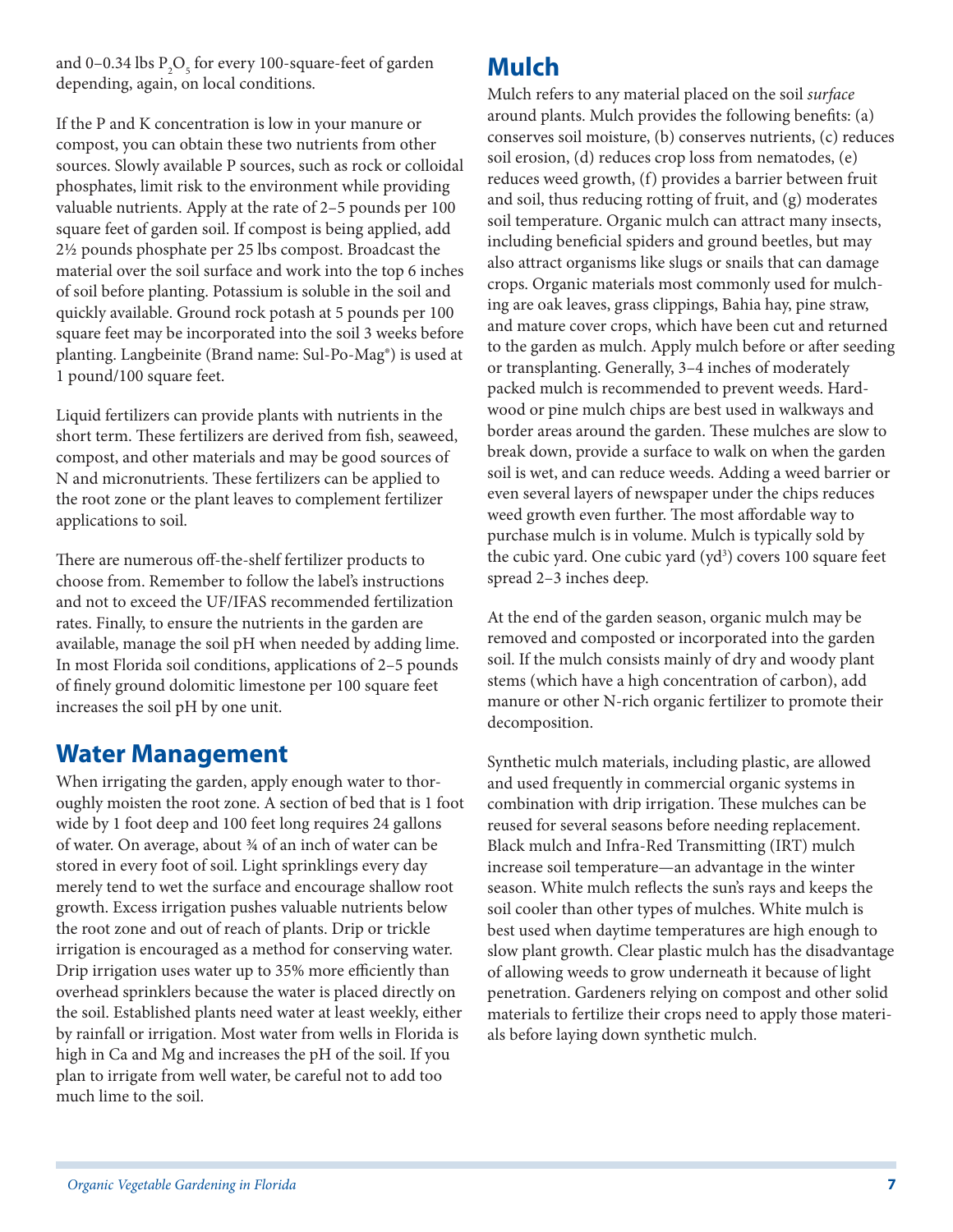and 0–0.34 lbs $P_2O_5$ for every 100-square-feet of garden depending, again, on local conditions.

If the P and K concentration is low in your manure or compost, you can obtain these two nutrients from other sources. Slowly available P sources, such as rock or colloidal phosphates, limit risk to the environment while providing valuable nutrients. Apply at the rate of 2–5 pounds per 100 square feet of garden soil. If compost is being applied, add 2½ pounds phosphate per 25 lbs compost. Broadcast the material over the soil surface and work into the top 6 inches of soil before planting. Potassium is soluble in the soil and quickly available. Ground rock potash at 5 pounds per 100 square feet may be incorporated into the soil 3 weeks before planting. Langbeinite (Brand name: Sul-Po-Mag®) is used at 1 pound/100 square feet.

Liquid fertilizers can provide plants with nutrients in the short term. These fertilizers are derived from fish, seaweed, compost, and other materials and may be good sources of N and micronutrients. These fertilizers can be applied to the root zone or the plant leaves to complement fertilizer applications to soil.

There are numerous off-the-shelf fertilizer products to choose from. Remember to follow the label's instructions and not to exceed the UF/IFAS recommended fertilization rates. Finally, to ensure the nutrients in the garden are available, manage the soil pH when needed by adding lime. In most Florida soil conditions, applications of 2–5 pounds of finely ground dolomitic limestone per 100 square feet increases the soil pH by one unit.

## Water Management

When irrigating the garden, apply enough water to thoroughly moisten the root zone. A section of bed that is 1 foot wide by 1 foot deep and 100 feet long requires 24 gallons of water. On average, about ¾ of an inch of water can be stored in every foot of soil. Light sprinklings every day merely tend to wet the surface and encourage shallow root growth. Excess irrigation pushes valuable nutrients below the root zone and out of reach of plants. Drip or trickle irrigation is encouraged as a method for conserving water. Drip irrigation uses water up to 35% more efficiently than overhead sprinklers because the water is placed directly on the soil. Established plants need water at least weekly, either by rainfall or irrigation. Most water from wells in Florida is high in Ca and Mg and increases the pH of the soil. If you plan to irrigate from well water, be careful not to add too much lime to the soil.

## Mulch

Mulch refers to any material placed on the soil *surface* around plants. Mulch provides the following benefits: (a) conserves soil moisture, (b) conserves nutrients, (c) reduces soil erosion, (d) reduces crop loss from nematodes, (e) reduces weed growth, (f) provides a barrier between fruit and soil, thus reducing rotting of fruit, and (g) moderates soil temperature. Organic mulch can attract many insects, including beneficial spiders and ground beetles, but may also attract organisms like slugs or snails that can damage crops. Organic materials most commonly used for mulching are oak leaves, grass clippings, Bahia hay, pine straw, and mature cover crops, which have been cut and returned to the garden as mulch. Apply mulch before or after seeding or transplanting. Generally, 3–4 inches of moderately packed mulch is recommended to prevent weeds. Hardwood or pine mulch chips are best used in walkways and border areas around the garden. These mulches are slow to break down, provide a surface to walk on when the garden soil is wet, and can reduce weeds. Adding a weed barrier or even several layers of newspaper under the chips reduces weed growth even further. The most affordable way to purchase mulch is in volume. Mulch is typically sold by the cubic yard. One cubic yard ($yd^3$) covers 100 square feet spread 2–3 inches deep.

At the end of the garden season, organic mulch may be removed and composted or incorporated into the garden soil. If the mulch consists mainly of dry and woody plant stems (which have a high concentration of carbon), add manure or other N-rich organic fertilizer to promote their decomposition.

Synthetic mulch materials, including plastic, are allowed and used frequently in commercial organic systems in combination with drip irrigation. These mulches can be reused for several seasons before needing replacement. Black mulch and Infra-Red Transmitting (IRT) mulch increase soil temperature—an advantage in the winter season. White mulch reflects the sun's rays and keeps the soil cooler than other types of mulches. White mulch is best used when daytime temperatures are high enough to slow plant growth. Clear plastic mulch has the disadvantage of allowing weeds to grow underneath it because of light penetration. Gardeners relying on compost and other solid materials to fertilize their crops need to apply those materials before laying down synthetic mulch.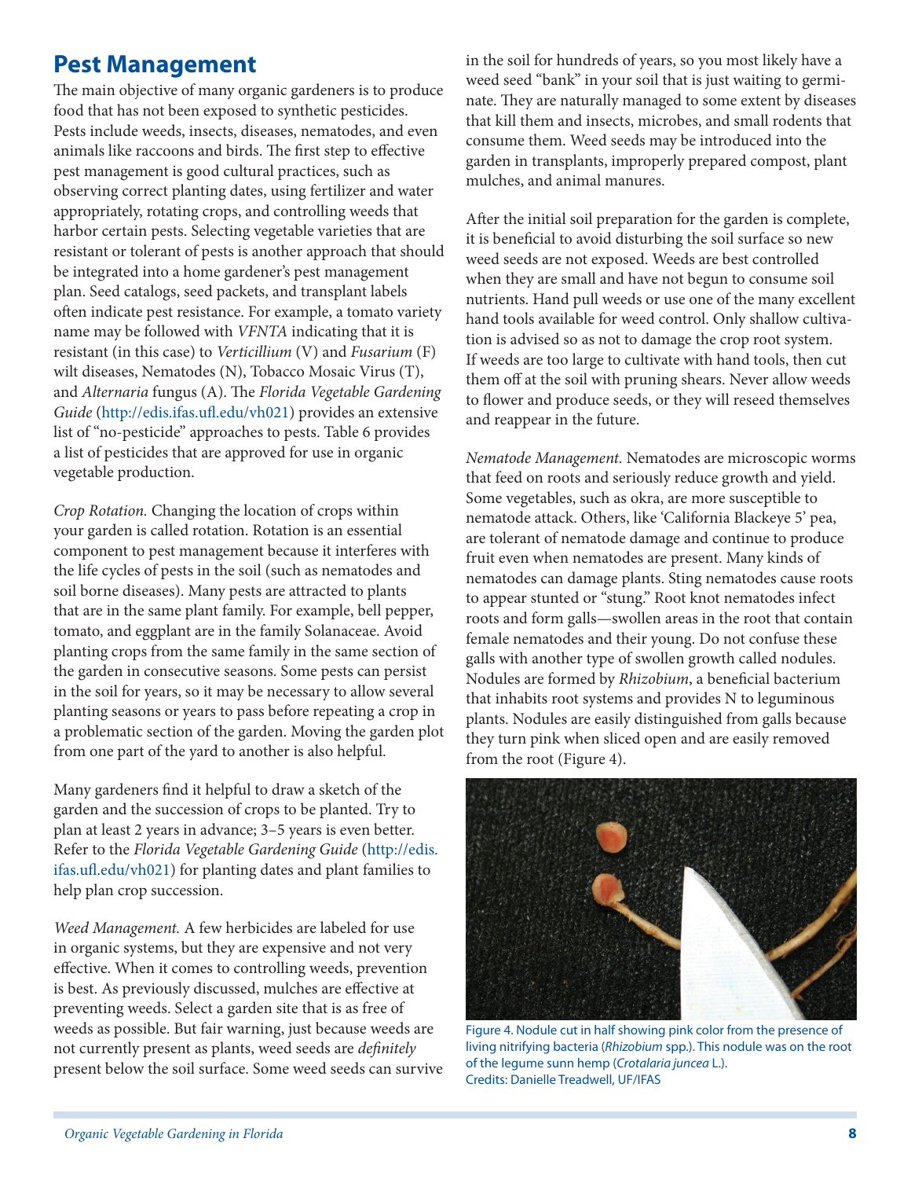## Pest Management

The main objective of many organic gardeners is to produce food that has not been exposed to synthetic pesticides. Pests include weeds, insects, diseases, nematodes, and even animals like raccoons and birds. The first step to effective pest management is good cultural practices, such as observing correct planting dates, using fertilizer and water appropriately, rotating crops, and controlling weeds that harbor certain pests. Selecting vegetable varieties that are resistant or tolerant of pests is another approach that should be integrated into a home gardener's pest management plan. Seed catalogs, seed packets, and transplant labels often indicate pest resistance. For example, a tomato variety name may be followed with *VFNTA* indicating that it is resistant (in this case) to *Verticillium* (V) and *Fusarium* (F) wilt diseases, Nematodes (N), Tobacco Mosaic Virus (T), and *Alternaria* fungus (A). The *Florida Vegetable Gardening Guide* (http://edis.ifas.ufl.edu/vh021) provides an extensive list of "no-pesticide" approaches to pests. Table 6 provides a list of pesticides that are approved for use in organic vegetable production.

*Crop Rotation.* Changing the location of crops within your garden is called rotation. Rotation is an essential component to pest management because it interferes with the life cycles of pests in the soil (such as nematodes and soil borne diseases). Many pests are attracted to plants that are in the same plant family. For example, bell pepper, tomato, and eggplant are in the family Solanaceae. Avoid planting crops from the same family in the same section of the garden in consecutive seasons. Some pests can persist in the soil for years, so it may be necessary to allow several planting seasons or years to pass before repeating a crop in a problematic section of the garden. Moving the garden plot from one part of the yard to another is also helpful.

Many gardeners find it helpful to draw a sketch of the garden and the succession of crops to be planted. Try to plan at least 2 years in advance; 3–5 years is even better. Refer to the *Florida Vegetable Gardening Guide* (http://edis.ifas.ufl.edu/vh021) for planting dates and plant families to help plan crop succession.

*Weed Management.* A few herbicides are labeled for use in organic systems, but they are expensive and not very effective. When it comes to controlling weeds, prevention is best. As previously discussed, mulches are effective at preventing weeds. Select a garden site that is as free of weeds as possible. But fair warning, just because weeds are not currently present as plants, weed seeds are *definitely* present below the soil surface. Some weed seeds can survive in the soil for hundreds of years, so you most likely have a weed seed "bank" in your soil that is just waiting to germinate. They are naturally managed to some extent by diseases that kill them and insects, microbes, and small rodents that consume them. Weed seeds may be introduced into the garden in transplants, improperly prepared compost, plant mulches, and animal manures.

After the initial soil preparation for the garden is complete, it is beneficial to avoid disturbing the soil surface so new weed seeds are not exposed. Weeds are best controlled when they are small and have not begun to consume soil nutrients. Hand pull weeds or use one of the many excellent hand tools available for weed control. Only shallow cultivation is advised so as not to damage the crop root system. If weeds are too large to cultivate with hand tools, then cut them off at the soil with pruning shears. Never allow weeds to flower and produce seeds, or they will reseed themselves and reappear in the future.

*Nematode Management.* Nematodes are microscopic worms that feed on roots and seriously reduce growth and yield. Some vegetables, such as okra, are more susceptible to nematode attack. Others, like 'California Blackeye 5' pea, are tolerant of nematode damage and continue to produce fruit even when nematodes are present. Many kinds of nematodes can damage plants. Sting nematodes cause roots to appear stunted or "stung." Root knot nematodes infect roots and form galls—swollen areas in the root that contain female nematodes and their young. Do not confuse these galls with another type of swollen growth called nodules. Nodules are formed by *Rhizobium*, a beneficial bacterium that inhabits root systems and provides N to leguminous plants. Nodules are easily distinguished from galls because they turn pink when sliced open and are easily removed from the root (Figure 4).

Figure 4. Nodule cut in half showing pink color from the presence of living nitrifying bacteria (*Rhizobium* spp.). This nodule was on the root of the legume sunn hemp (*Crotalaria juncea* L.).
Credits: Danielle Treadwell, UF/IFAS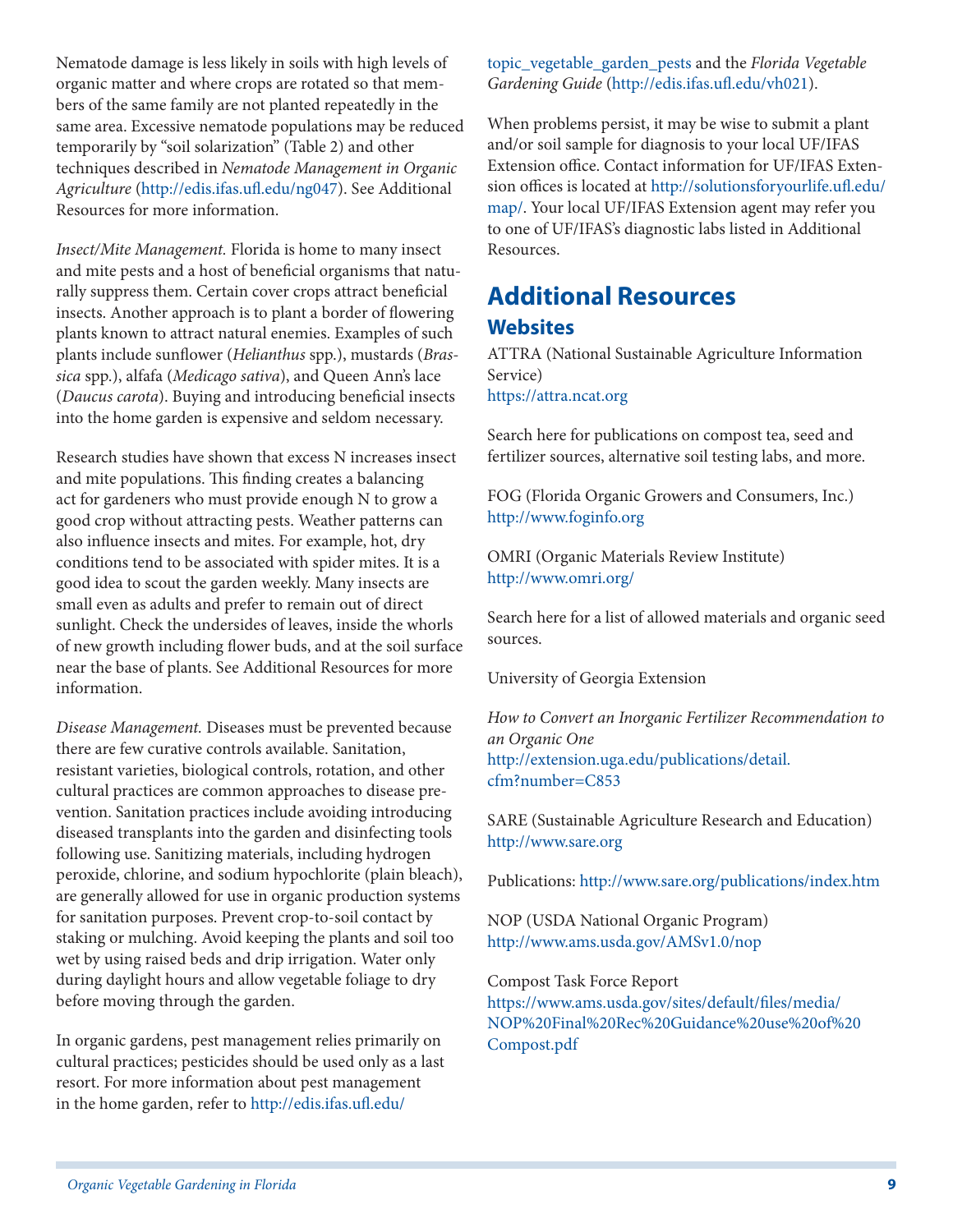Nematode damage is less likely in soils with high levels of organic matter and where crops are rotated so that members of the same family are not planted repeatedly in the same area. Excessive nematode populations may be reduced temporarily by "soil solarization" (Table 2) and other techniques described in *Nematode Management in Organic Agriculture* (http://edis.ifas.ufl.edu/ng047). See Additional Resources for more information.

*Insect/Mite Management.* Florida is home to many insect and mite pests and a host of beneficial organisms that naturally suppress them. Certain cover crops attract beneficial insects. Another approach is to plant a border of flowering plants known to attract natural enemies. Examples of such plants include sunflower (*Helianthus* spp.), mustards (*Brassica* spp.), alfafa (*Medicago sativa*), and Queen Ann's lace (*Daucus carota*). Buying and introducing beneficial insects into the home garden is expensive and seldom necessary.

Research studies have shown that excess N increases insect and mite populations. This finding creates a balancing act for gardeners who must provide enough N to grow a good crop without attracting pests. Weather patterns can also influence insects and mites. For example, hot, dry conditions tend to be associated with spider mites. It is a good idea to scout the garden weekly. Many insects are small even as adults and prefer to remain out of direct sunlight. Check the undersides of leaves, inside the whorls of new growth including flower buds, and at the soil surface near the base of plants. See Additional Resources for more information.

*Disease Management.* Diseases must be prevented because there are few curative controls available. Sanitation, resistant varieties, biological controls, rotation, and other cultural practices are common approaches to disease prevention. Sanitation practices include avoiding introducing diseased transplants into the garden and disinfecting tools following use. Sanitizing materials, including hydrogen peroxide, chlorine, and sodium hypochlorite (plain bleach), are generally allowed for use in organic production systems for sanitation purposes. Prevent crop-to-soil contact by staking or mulching. Avoid keeping the plants and soil too wet by using raised beds and drip irrigation. Water only during daylight hours and allow vegetable foliage to dry before moving through the garden.

In organic gardens, pest management relies primarily on cultural practices; pesticides should be used only as a last resort. For more information about pest management in the home garden, refer to http://edis.ifas.ufl.edu/topic_vegetable_garden_pests and the *Florida Vegetable Gardening Guide* (http://edis.ifas.ufl.edu/vh021).

When problems persist, it may be wise to submit a plant and/or soil sample for diagnosis to your local UF/IFAS Extension office. Contact information for UF/IFAS Extension offices is located at http://solutionsforyourlife.ufl.edu/map/. Your local UF/IFAS Extension agent may refer you to one of UF/IFAS's diagnostic labs listed in Additional Resources.

## Additional Resources

### Websites

ATTRA (National Sustainable Agriculture Information Service)
https://attra.ncat.org

Search here for publications on compost tea, seed and fertilizer sources, alternative soil testing labs, and more.

FOG (Florida Organic Growers and Consumers, Inc.)
http://www.foginfo.org

OMRI (Organic Materials Review Institute)
http://www.omri.org/

Search here for a list of allowed materials and organic seed sources.

University of Georgia Extension

*How to Convert an Inorganic Fertilizer Recommendation to an Organic One*
http://extension.uga.edu/publications/detail.cfm?number=C853

SARE (Sustainable Agriculture Research and Education)
http://www.sare.org

Publications: http://www.sare.org/publications/index.htm

NOP (USDA National Organic Program)
http://www.ams.usda.gov/AMSv1.0/nop

Compost Task Force Report
https://www.ams.usda.gov/sites/default/files/media/NOP%20Final%20Rec%20Guidance%20use%20of%20Compost.pdf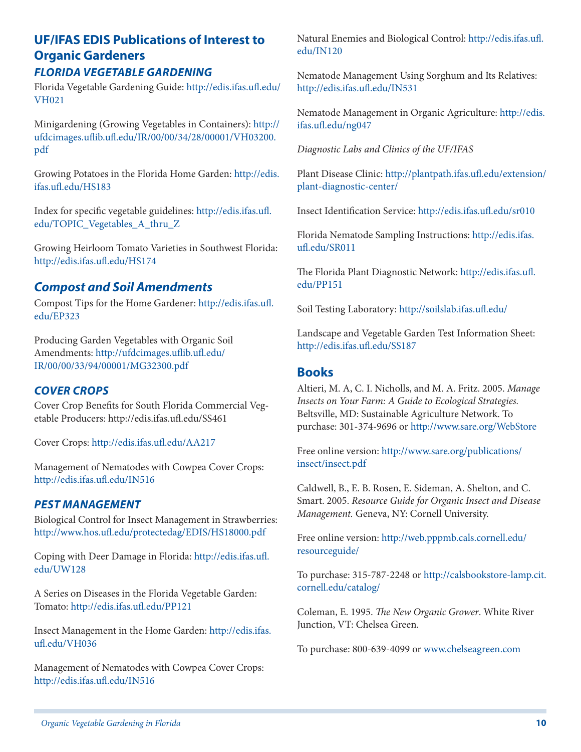## UF/IFAS EDIS Publications of Interest to Organic Gardeners

### *FLORIDA VEGETABLE GARDENING*

Florida Vegetable Gardening Guide: http://edis.ifas.ufl.edu/VH021

Minigardening (Growing Vegetables in Containers): http://ufdcimages.uflib.ufl.edu/IR/00/00/34/28/00001/VH03200.pdf

Growing Potatoes in the Florida Home Garden: http://edis.ifas.ufl.edu/HS183

Index for specific vegetable guidelines: http://edis.ifas.ufl.edu/TOPIC_Vegetables_A_thru_Z

Growing Heirloom Tomato Varieties in Southwest Florida: http://edis.ifas.ufl.edu/HS174

### *Compost and Soil Amendments*

Compost Tips for the Home Gardener: http://edis.ifas.ufl.edu/EP323

Producing Garden Vegetables with Organic Soil Amendments: http://ufdcimages.uflib.ufl.edu/IR/00/00/33/94/00001/MG32300.pdf

### *COVER CROPS*

Cover Crop Benefits for South Florida Commercial Vegetable Producers: http://edis.ifas.ufl.edu/SS461

Cover Crops: http://edis.ifas.ufl.edu/AA217

Management of Nematodes with Cowpea Cover Crops: http://edis.ifas.ufl.edu/IN516

### *PEST MANAGEMENT*

Biological Control for Insect Management in Strawberries: http://www.hos.ufl.edu/protectedag/EDIS/HS18000.pdf

Coping with Deer Damage in Florida: http://edis.ifas.ufl.edu/UW128

A Series on Diseases in the Florida Vegetable Garden: Tomato: http://edis.ifas.ufl.edu/PP121

Insect Management in the Home Garden: http://edis.ifas.ufl.edu/VH036

Management of Nematodes with Cowpea Cover Crops: http://edis.ifas.ufl.edu/IN516

Natural Enemies and Biological Control: http://edis.ifas.ufl.edu/IN120

Nematode Management Using Sorghum and Its Relatives: http://edis.ifas.ufl.edu/IN531

Nematode Management in Organic Agriculture: http://edis.ifas.ufl.edu/ng047

*Diagnostic Labs and Clinics of the UF/IFAS*

Plant Disease Clinic: http://plantpath.ifas.ufl.edu/extension/plant-diagnostic-center/

Insect Identification Service: http://edis.ifas.ufl.edu/sr010

Florida Nematode Sampling Instructions: http://edis.ifas.ufl.edu/SR011

The Florida Plant Diagnostic Network: http://edis.ifas.ufl.edu/PP151

Soil Testing Laboratory: http://soilslab.ifas.ufl.edu/

Landscape and Vegetable Garden Test Information Sheet: http://edis.ifas.ufl.edu/SS187

## Books

Altieri, M. A, C. I. Nicholls, and M. A. Fritz. 2005. *Manage Insects on Your Farm: A Guide to Ecological Strategies.* Beltsville, MD: Sustainable Agriculture Network. To purchase: 301-374-9696 or http://www.sare.org/WebStore

Free online version: http://www.sare.org/publications/insect/insect.pdf

Caldwell, B., E. B. Rosen, E. Sideman, A. Shelton, and C. Smart. 2005. *Resource Guide for Organic Insect and Disease Management.* Geneva, NY: Cornell University.

Free online version: http://web.pppmb.cals.cornell.edu/resourceguide/

To purchase: 315-787-2248 or http://calsbookstore-lamp.cit.cornell.edu/catalog/

Coleman, E. 1995. *The New Organic Grower*. White River Junction, VT: Chelsea Green.

To purchase: 800-639-4099 or www.chelseagreen.com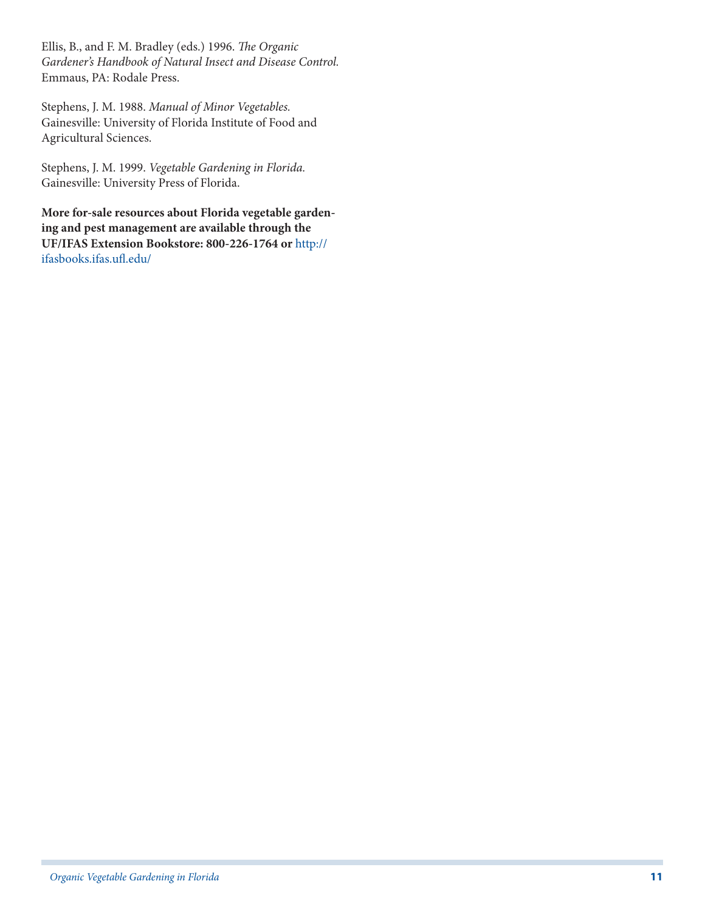Ellis, B., and F. M. Bradley (eds.) 1996. *The Organic Gardener's Handbook of Natural Insect and Disease Control.* Emmaus, PA: Rodale Press.

Stephens, J. M. 1988. *Manual of Minor Vegetables.* Gainesville: University of Florida Institute of Food and Agricultural Sciences.

Stephens, J. M. 1999. *Vegetable Gardening in Florida.* Gainesville: University Press of Florida.

**More for-sale resources about Florida vegetable gardening and pest management are available through the UF/IFAS Extension Bookstore: 800-226-1764 or** http://ifasbooks.ifas.ufl.edu/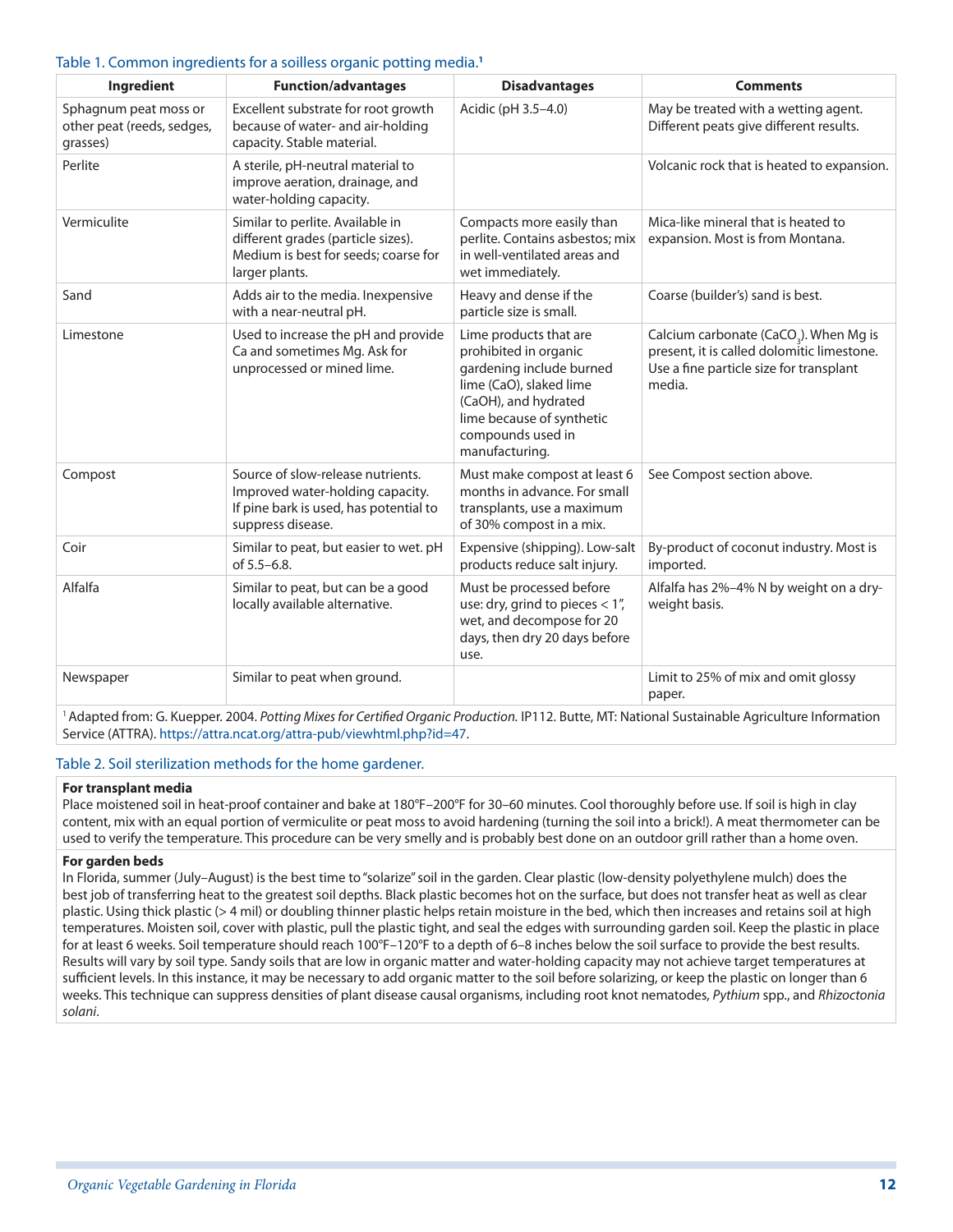Table 1. Common ingredients for a soilless organic potting media.[1]

| Ingredient | Function/advantages | Disadvantages | Comments |
|---|---|---|---|
| Sphagnum peat moss or other peat (reeds, sedges, grasses) | Excellent substrate for root growth because of water- and air-holding capacity. Stable material. | Acidic (pH 3.5–4.0) | May be treated with a wetting agent. Different peats give different results. |
| Perlite | A sterile, pH-neutral material to improve aeration, drainage, and water-holding capacity. | | Volcanic rock that is heated to expansion. |
| Vermiculite | Similar to perlite. Available in different grades (particle sizes). Medium is best for seeds; coarse for larger plants. | Compacts more easily than perlite. Contains asbestos; mix in well-ventilated areas and wet immediately. | Mica-like mineral that is heated to expansion. Most is from Montana. |
| Sand | Adds air to the media. Inexpensive with a near-neutral pH. | Heavy and dense if the particle size is small. | Coarse (builder's) sand is best. |
| Limestone | Used to increase the pH and provide Ca and sometimes Mg. Ask for unprocessed or mined lime. | Lime products that are prohibited in organic gardening include burned lime (CaO), slaked lime (CaOH), and hydrated lime because of synthetic compounds used in manufacturing. | Calcium carbonate ($CaCO_3$). When Mg is present, it is called dolomitic limestone. Use a fine particle size for transplant media. |
| Compost | Source of slow-release nutrients. Improved water-holding capacity. If pine bark is used, has potential to suppress disease. | Must make compost at least 6 months in advance. For small transplants, use a maximum of 30% compost in a mix. | See Compost section above. |
| Coir | Similar to peat, but easier to wet. pH of 5.5–6.8. | Expensive (shipping). Low-salt products reduce salt injury. | By-product of coconut industry. Most is imported. |
| Alfalfa | Similar to peat, but can be a good locally available alternative. | Must be processed before use: dry, grind to pieces < 1", wet, and decompose for 20 days, then dry 20 days before use. | Alfalfa has 2%–4% N by weight on a dry-weight basis. |
| Newspaper | Similar to peat when ground. | | Limit to 25% of mix and omit glossy paper. |

[1] Adapted from: G. Kuepper. 2004. *Potting Mixes for Certified Organic Production.* IP112. Butte, MT: National Sustainable Agriculture Information Service (ATTRA). https://attra.ncat.org/attra-pub/viewhtml.php?id=47.

Table 2. Soil sterilization methods for the home gardener.

**For transplant media**

Place moistened soil in heat-proof container and bake at 180°F–200°F for 30–60 minutes. Cool thoroughly before use. If soil is high in clay content, mix with an equal portion of vermiculite or peat moss to avoid hardening (turning the soil into a brick!). A meat thermometer can be used to verify the temperature. This procedure can be very smelly and is probably best done on an outdoor grill rather than a home oven.

**For garden beds**

In Florida, summer (July–August) is the best time to "solarize" soil in the garden. Clear plastic (low-density polyethylene mulch) does the best job of transferring heat to the greatest soil depths. Black plastic becomes hot on the surface, but does not transfer heat as well as clear plastic. Using thick plastic (> 4 mil) or doubling thinner plastic helps retain moisture in the bed, which then increases and retains soil at high temperatures. Moisten soil, cover with plastic, pull the plastic tight, and seal the edges with surrounding garden soil. Keep the plastic in place for at least 6 weeks. Soil temperature should reach 100°F–120°F to a depth of 6–8 inches below the soil surface to provide the best results. Results will vary by soil type. Sandy soils that are low in organic matter and water-holding capacity may not achieve target temperatures at sufficient levels. In this instance, it may be necessary to add organic matter to the soil before solarizing, or keep the plastic on longer than 6 weeks. This technique can suppress densities of plant disease causal organisms, including root knot nematodes, *Pythium* spp., and *Rhizoctonia solani*.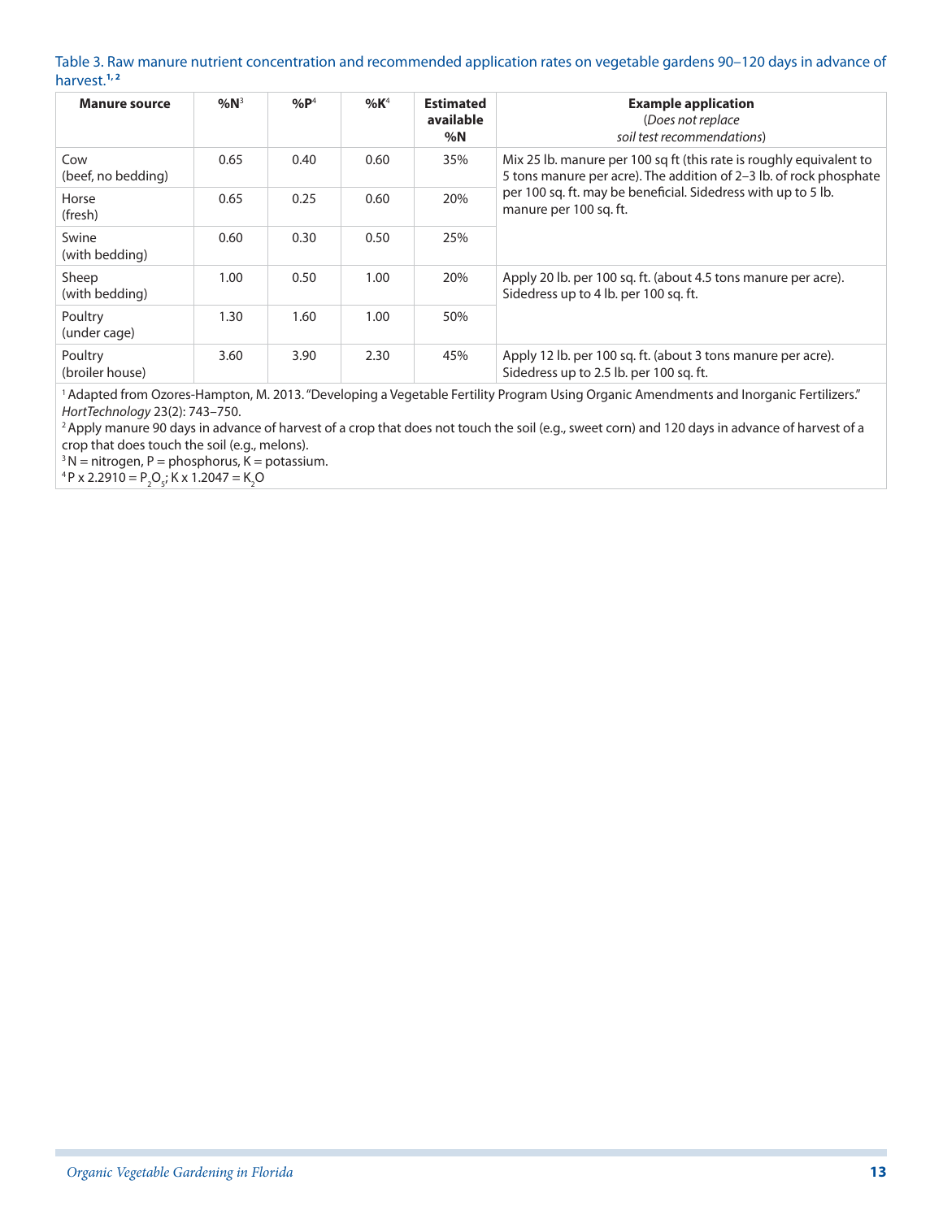Table 3. Raw manure nutrient concentration and recommended application rates on vegetable gardens 90–120 days in advance of harvest.[1,2]

| Manure source | %N[3] | %P[4] | %K[4] | Estimated available %N | Example application (*Does not replace soil test recommendations*) |
|---|---|---|---|---|---|
| Cow (beef, no bedding) | 0.65 | 0.40 | 0.60 | 35% | Mix 25 lb. manure per 100 sq ft (this rate is roughly equivalent to 5 tons manure per acre). The addition of 2–3 lb. of rock phosphate per 100 sq. ft. may be beneficial. Sidedress with up to 5 lb. manure per 100 sq. ft. |
| Horse (fresh) | 0.65 | 0.25 | 0.60 | 20% | |
| Swine (with bedding) | 0.60 | 0.30 | 0.50 | 25% | |
| Sheep (with bedding) | 1.00 | 0.50 | 1.00 | 20% | Apply 20 lb. per 100 sq. ft. (about 4.5 tons manure per acre). Sidedress up to 4 lb. per 100 sq. ft. |
| Poultry (under cage) | 1.30 | 1.60 | 1.00 | 50% | |
| Poultry (broiler house) | 3.60 | 3.90 | 2.30 | 45% | Apply 12 lb. per 100 sq. ft. (about 3 tons manure per acre). Sidedress up to 2.5 lb. per 100 sq. ft. |

[1] Adapted from Ozores-Hampton, M. 2013. "Developing a Vegetable Fertility Program Using Organic Amendments and Inorganic Fertilizers." *HortTechnology* 23(2): 743–750.

[2] Apply manure 90 days in advance of harvest of a crop that does not touch the soil (e.g., sweet corn) and 120 days in advance of harvest of a crop that does touch the soil (e.g., melons).

[3] N = nitrogen, P = phosphorus, K = potassium.

[4] P x 2.2910 = $P_2O_5$; K x 1.2047 = $K_2O$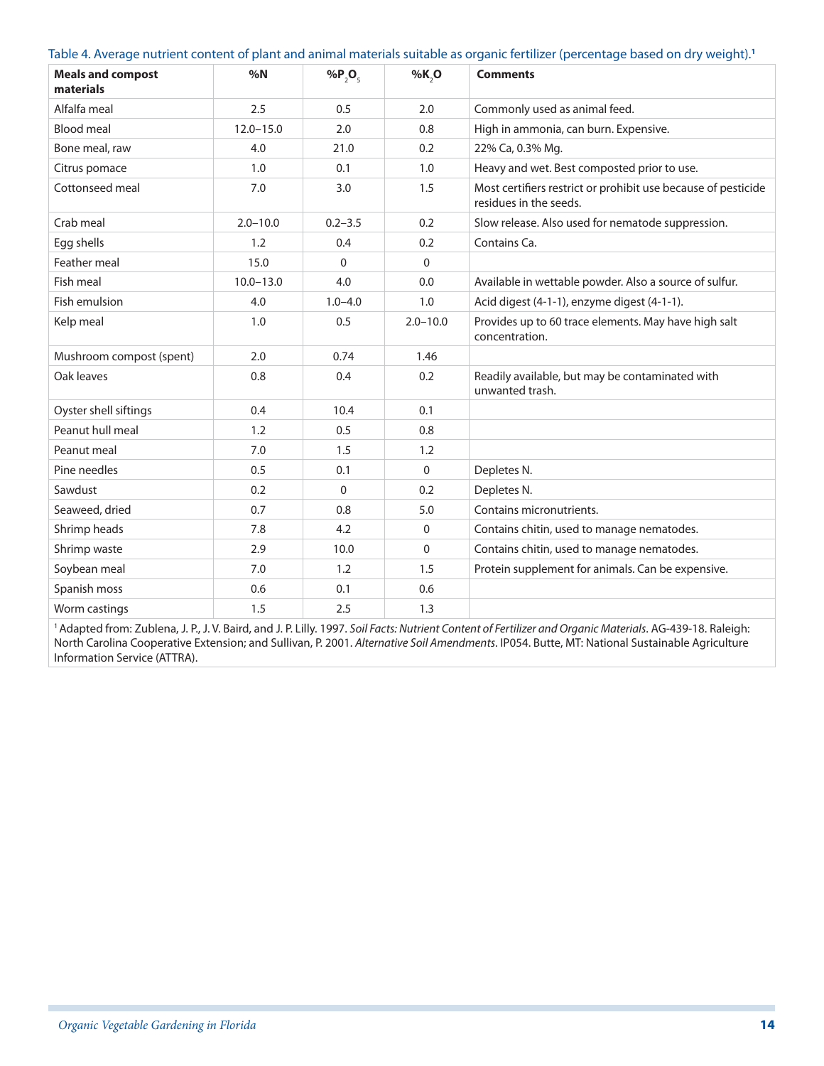Table 4. Average nutrient content of plant and animal materials suitable as organic fertilizer (percentage based on dry weight).[1]

| Meals and compost materials | %N | $\%P_2O_5$ | $\%K_2O$ | Comments |
|---|---|---|---|---|
| Alfalfa meal | 2.5 | 0.5 | 2.0 | Commonly used as animal feed. |
| Blood meal | 12.0–15.0 | 2.0 | 0.8 | High in ammonia, can burn. Expensive. |
| Bone meal, raw | 4.0 | 21.0 | 0.2 | 22% Ca, 0.3% Mg. |
| Citrus pomace | 1.0 | 0.1 | 1.0 | Heavy and wet. Best composted prior to use. |
| Cottonseed meal | 7.0 | 3.0 | 1.5 | Most certifiers restrict or prohibit use because of pesticide residues in the seeds. |
| Crab meal | 2.0–10.0 | 0.2–3.5 | 0.2 | Slow release. Also used for nematode suppression. |
| Egg shells | 1.2 | 0.4 | 0.2 | Contains Ca. |
| Feather meal | 15.0 | 0 | 0 | |
| Fish meal | 10.0–13.0 | 4.0 | 0.0 | Available in wettable powder. Also a source of sulfur. |
| Fish emulsion | 4.0 | 1.0–4.0 | 1.0 | Acid digest (4-1-1), enzyme digest (4-1-1). |
| Kelp meal | 1.0 | 0.5 | 2.0–10.0 | Provides up to 60 trace elements. May have high salt concentration. |
| Mushroom compost (spent) | 2.0 | 0.74 | 1.46 | |
| Oak leaves | 0.8 | 0.4 | 0.2 | Readily available, but may be contaminated with unwanted trash. |
| Oyster shell siftings | 0.4 | 10.4 | 0.1 | |
| Peanut hull meal | 1.2 | 0.5 | 0.8 | |
| Peanut meal | 7.0 | 1.5 | 1.2 | |
| Pine needles | 0.5 | 0.1 | 0 | Depletes N. |
| Sawdust | 0.2 | 0 | 0.2 | Depletes N. |
| Seaweed, dried | 0.7 | 0.8 | 5.0 | Contains micronutrients. |
| Shrimp heads | 7.8 | 4.2 | 0 | Contains chitin, used to manage nematodes. |
| Shrimp waste | 2.9 | 10.0 | 0 | Contains chitin, used to manage nematodes. |
| Soybean meal | 7.0 | 1.2 | 1.5 | Protein supplement for animals. Can be expensive. |
| Spanish moss | 0.6 | 0.1 | 0.6 | |
| Worm castings | 1.5 | 2.5 | 1.3 | |

[1] Adapted from: Zublena, J. P., J. V. Baird, and J. P. Lilly. 1997. *Soil Facts: Nutrient Content of Fertilizer and Organic Materials*. AG-439-18. Raleigh: North Carolina Cooperative Extension; and Sullivan, P. 2001. *Alternative Soil Amendments*. IP054. Butte, MT: National Sustainable Agriculture Information Service (ATTRA).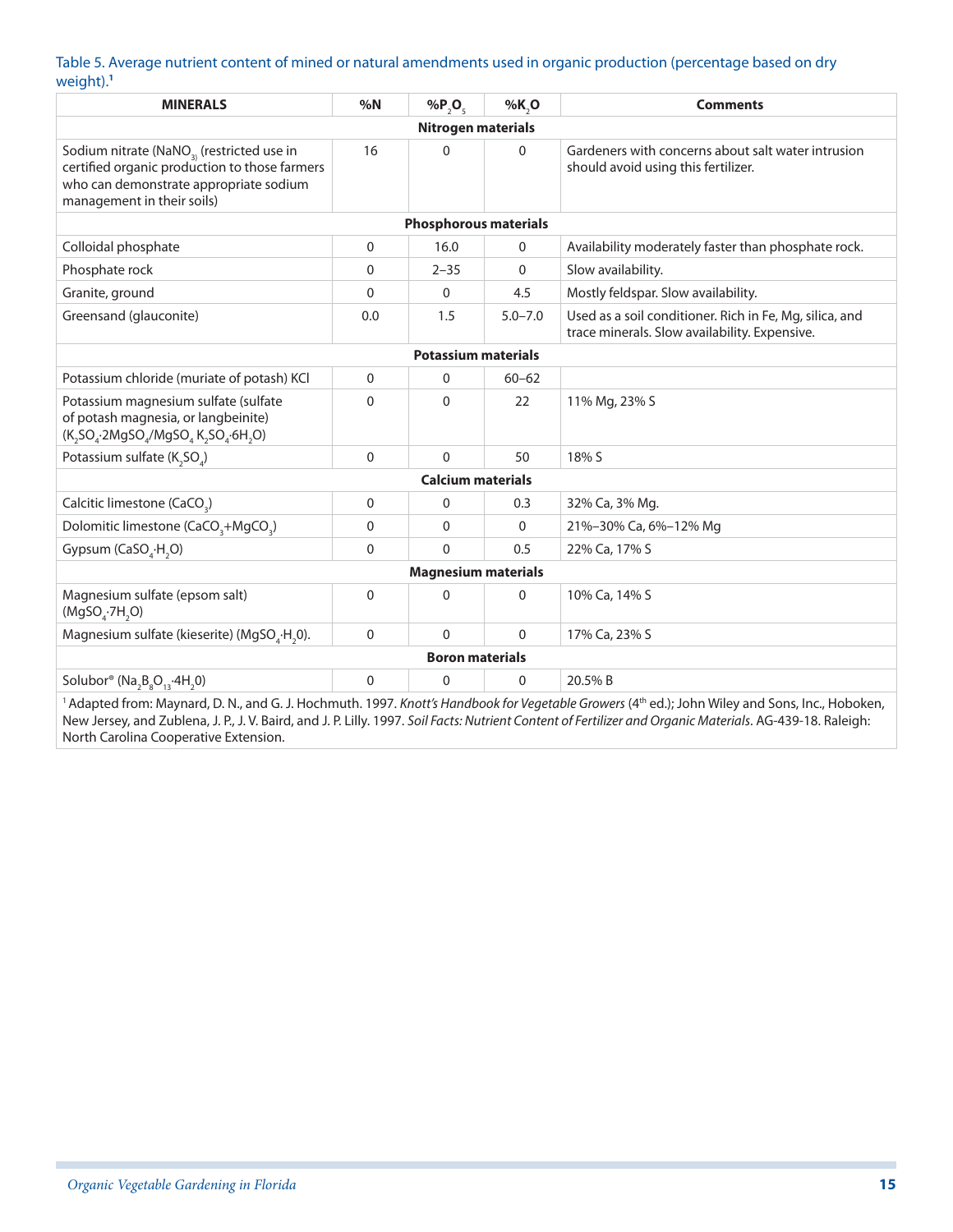Table 5. Average nutrient content of mined or natural amendments used in organic production (percentage based on dry weight).[1]

| MINERALS | %N | %$P_2O_5$ | %$K_2O$ | Comments |
|---|---|---|---|---|
| **Nitrogen materials** | | | | |
| Sodium nitrate ($NaNO_3$) (restricted use in certified organic production to those farmers who can demonstrate appropriate sodium management in their soils) | 16 | 0 | 0 | Gardeners with concerns about salt water intrusion should avoid using this fertilizer. |
| **Phosphorous materials** | | | | |
| Colloidal phosphate | 0 | 16.0 | 0 | Availability moderately faster than phosphate rock. |
| Phosphate rock | 0 | 2–35 | 0 | Slow availability. |
| Granite, ground | 0 | 0 | 4.5 | Mostly feldspar. Slow availability. |
| Greensand (glauconite) | 0.0 | 1.5 | 5.0–7.0 | Used as a soil conditioner. Rich in Fe, Mg, silica, and trace minerals. Slow availability. Expensive. |
| **Potassium materials** | | | | |
| Potassium chloride (muriate of potash) KCl | 0 | 0 | 60–62 | |
| Potassium magnesium sulfate (sulfate of potash magnesia, or langbeinite) ($K_2SO_4 \cdot 2MgSO_4$/$MgSO_4$ $K_2SO_4 \cdot 6H_2O$) | 0 | 0 | 22 | 11% Mg, 23% S |
| Potassium sulfate ($K_2SO_4$) | 0 | 0 | 50 | 18% S |
| **Calcium materials** | | | | |
| Calcitic limestone ($CaCO_3$) | 0 | 0 | 0.3 | 32% Ca, 3% Mg. |
| Dolomitic limestone ($CaCO_3$+$MgCO_3$) | 0 | 0 | 0 | 21%–30% Ca, 6%–12% Mg |
| Gypsum ($CaSO_4 \cdot H_2O$) | 0 | 0 | 0.5 | 22% Ca, 17% S |
| **Magnesium materials** | | | | |
| Magnesium sulfate (epsom salt) ($MgSO_4 \cdot 7H_2O$) | 0 | 0 | 0 | 10% Ca, 14% S |
| Magnesium sulfate (kieserite) ($MgSO_4 \cdot H_20$). | 0 | 0 | 0 | 17% Ca, 23% S |
| **Boron materials** | | | | |
| Solubor® ($Na_2B_8O_{13} \cdot 4H_20$) | 0 | 0 | 0 | 20.5% B |

[1] Adapted from: Maynard, D. N., and G. J. Hochmuth. 1997. *Knott's Handbook for Vegetable Growers* (4th ed.); John Wiley and Sons, Inc., Hoboken, New Jersey, and Zublena, J. P., J. V. Baird, and J. P. Lilly. 1997. *Soil Facts: Nutrient Content of Fertilizer and Organic Materials*. AG-439-18. Raleigh: North Carolina Cooperative Extension.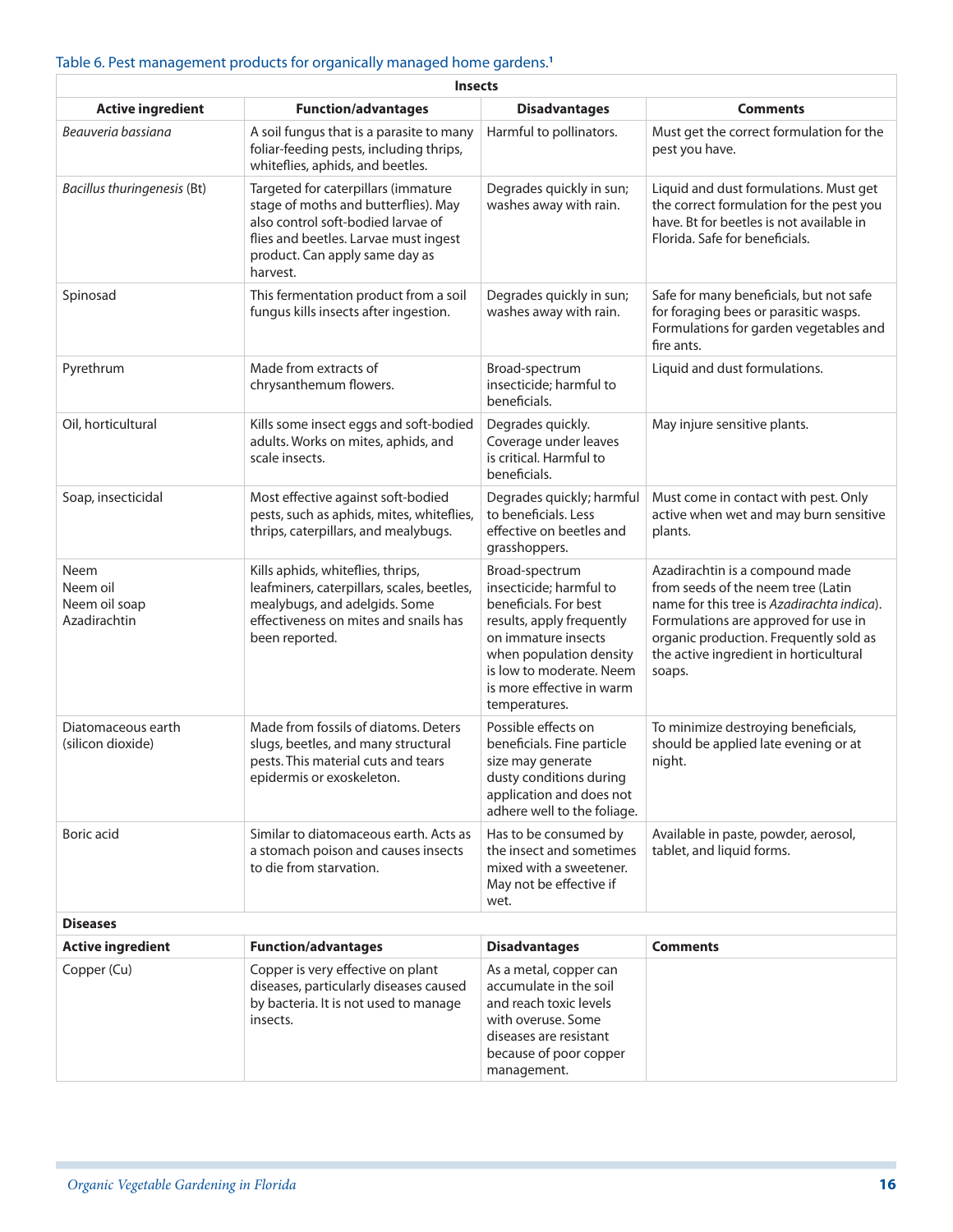Table 6. Pest management products for organically managed home gardens.[1]

| Insects | | | |
|---|---|---|---|
| **Active ingredient** | **Function/advantages** | **Disadvantages** | **Comments** |
| *Beauveria bassiana* | A soil fungus that is a parasite to many foliar-feeding pests, including thrips, whiteflies, aphids, and beetles. | Harmful to pollinators. | Must get the correct formulation for the pest you have. |
| *Bacillus thuringenesis* (Bt) | Targeted for caterpillars (immature stage of moths and butterflies). May also control soft-bodied larvae of flies and beetles. Larvae must ingest product. Can apply same day as harvest. | Degrades quickly in sun; washes away with rain. | Liquid and dust formulations. Must get the correct formulation for the pest you have. Bt for beetles is not available in Florida. Safe for beneficials. |
| Spinosad | This fermentation product from a soil fungus kills insects after ingestion. | Degrades quickly in sun; washes away with rain. | Safe for many beneficials, but not safe for foraging bees or parasitic wasps. Formulations for garden vegetables and fire ants. |
| Pyrethrum | Made from extracts of chrysanthemum flowers. | Broad-spectrum insecticide; harmful to beneficials. | Liquid and dust formulations. |
| Oil, horticultural | Kills some insect eggs and soft-bodied adults. Works on mites, aphids, and scale insects. | Degrades quickly. Coverage under leaves is critical. Harmful to beneficials. | May injure sensitive plants. |
| Soap, insecticidal | Most effective against soft-bodied pests, such as aphids, mites, whiteflies, thrips, caterpillars, and mealybugs. | Degrades quickly; harmful to beneficials. Less effective on beetles and grasshoppers. | Must come in contact with pest. Only active when wet and may burn sensitive plants. |
| Neem<br>Neem oil<br>Neem oil soap<br>Azadirachtin | Kills aphids, whiteflies, thrips, leafminers, caterpillars, scales, beetles, mealybugs, and adelgids. Some effectiveness on mites and snails has been reported. | Broad-spectrum insecticide; harmful to beneficials. For best results, apply frequently on immature insects when population density is low to moderate. Neem is more effective in warm temperatures. | Azadirachtin is a compound made from seeds of the neem tree (Latin name for this tree is *Azadirachta indica*). Formulations are approved for use in organic production. Frequently sold as the active ingredient in horticultural soaps. |
| Diatomaceous earth (silicon dioxide) | Made from fossils of diatoms. Deters slugs, beetles, and many structural pests. This material cuts and tears epidermis or exoskeleton. | Possible effects on beneficials. Fine particle size may generate dusty conditions during application and does not adhere well to the foliage. | To minimize destroying beneficials, should be applied late evening or at night. |
| Boric acid | Similar to diatomaceous earth. Acts as a stomach poison and causes insects to die from starvation. | Has to be consumed by the insect and sometimes mixed with a sweetener. May not be effective if wet. | Available in paste, powder, aerosol, tablet, and liquid forms. |
| **Diseases** | | | |
| **Active ingredient** | **Function/advantages** | **Disadvantages** | **Comments** |
| Copper (Cu) | Copper is very effective on plant diseases, particularly diseases caused by bacteria. It is not used to manage insects. | As a metal, copper can accumulate in the soil and reach toxic levels with overuse. Some diseases are resistant because of poor copper management. | |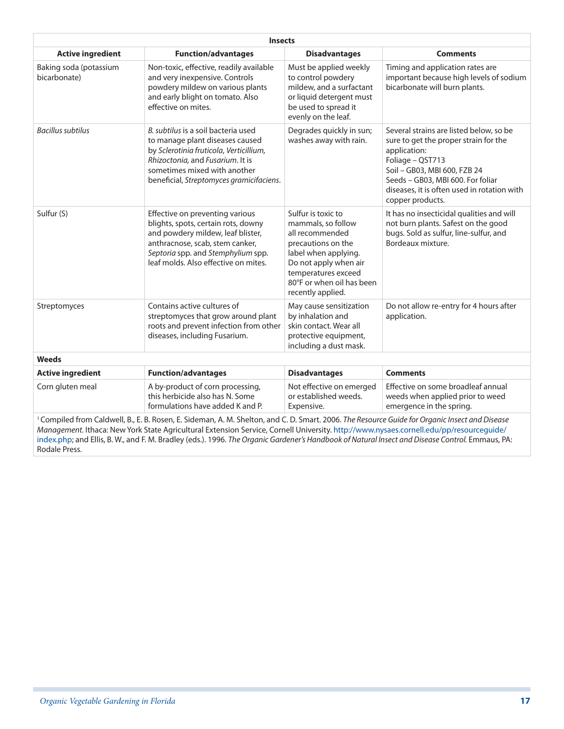| Insects | | | |
|---|---|---|---|
| **Active ingredient** | **Function/advantages** | **Disadvantages** | **Comments** |
| Baking soda (potassium bicarbonate) | Non-toxic, effective, readily available and very inexpensive. Controls powdery mildew on various plants and early blight on tomato. Also effective on mites. | Must be applied weekly to control powdery mildew, and a surfactant or liquid detergent must be used to spread it evenly on the leaf. | Timing and application rates are important because high levels of sodium bicarbonate will burn plants. |
| *Bacillus subtilus* | *B. subtilus* is a soil bacteria used to manage plant diseases caused by *Sclerotinia fruticola*, *Verticillium, Rhizoctonia,* and *Fusarium*. It is sometimes mixed with another beneficial, *Streptomyces gramicifaciens*. | Degrades quickly in sun; washes away with rain. | Several strains are listed below, so be sure to get the proper strain for the application:<br>Foliage – QST713<br>Soil – GB03, MBI 600, FZB 24<br>Seeds – GB03, MBI 600. For foliar diseases, it is often used in rotation with copper products. |
| Sulfur (S) | Effective on preventing various blights, spots, certain rots, downy and powdery mildew, leaf blister, anthracnose, scab, stem canker, *Septoria* spp. and *Stemphylium* spp. leaf molds. Also effective on mites. | Sulfur is toxic to mammals, so follow all recommended precautions on the label when applying. Do not apply when air temperatures exceed 80°F or when oil has been recently applied. | It has no insecticidal qualities and will not burn plants. Safest on the good bugs. Sold as sulfur, line-sulfur, and Bordeaux mixture. |
| Streptomyces | Contains active cultures of streptomyces that grow around plant roots and prevent infection from other diseases, including Fusarium. | May cause sensitization by inhalation and skin contact. Wear all protective equipment, including a dust mask. | Do not allow re-entry for 4 hours after application. |
| **Weeds** | | | |
| **Active ingredient** | **Function/advantages** | **Disadvantages** | **Comments** |
| Corn gluten meal | A by-product of corn processing, this herbicide also has N. Some formulations have added K and P. | Not effective on emerged or established weeds. Expensive. | Effective on some broadleaf annual weeds when applied prior to weed emergence in the spring. |

[1] Compiled from Caldwell, B., E. B. Rosen, E. Sideman, A. M. Shelton, and C. D. Smart. 2006. *The Resource Guide for Organic Insect and Disease Management*. Ithaca: New York State Agricultural Extension Service, Cornell University. http://www.nysaes.cornell.edu/pp/resourceguide/index.php; and Ellis, B. W., and F. M. Bradley (eds.). 1996. *The Organic Gardener's Handbook of Natural Insect and Disease Control.* Emmaus, PA: Rodale Press.